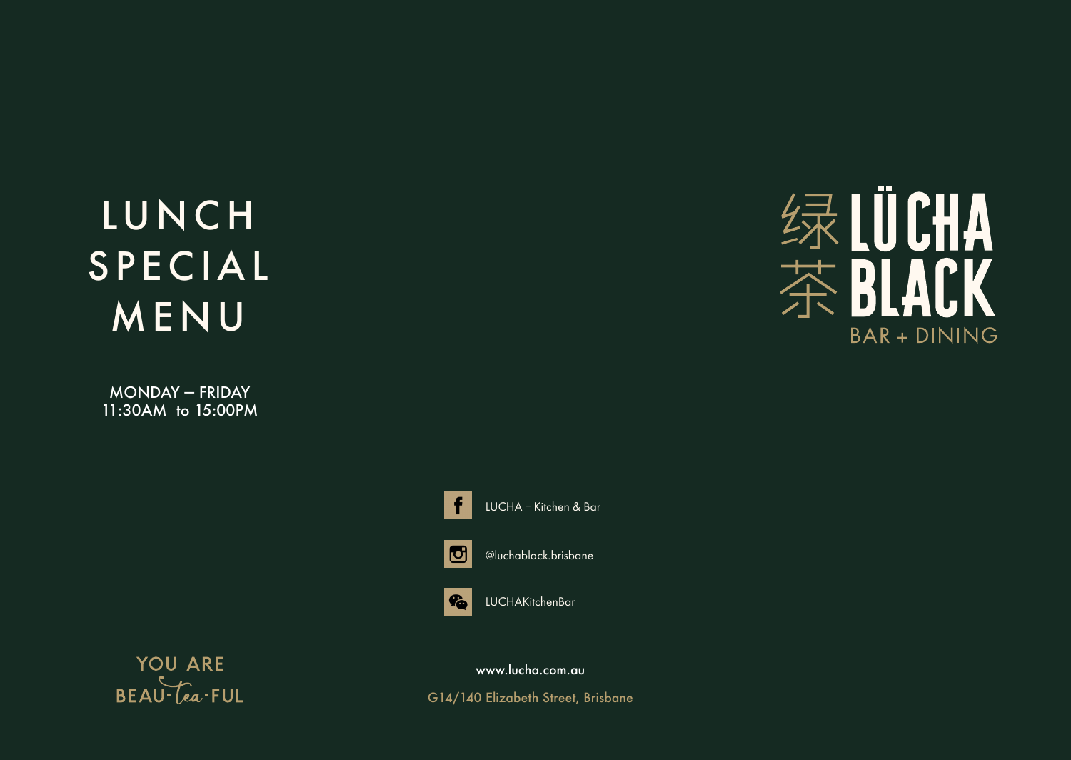# LUNCH SPECIAL MENU

MONDAY – FRIDAY
11:30AM to 15:00PM

YOU ARE BEAU-tea-FUL

LUCHA – Kitchen & Bar

@luchablack.brisbane

LUCHAKitchenBar

www.lucha.com.au

G14/140 Elizabeth Street, Brisbane

绿茶 LÜCHA BLACK

BAR + DINING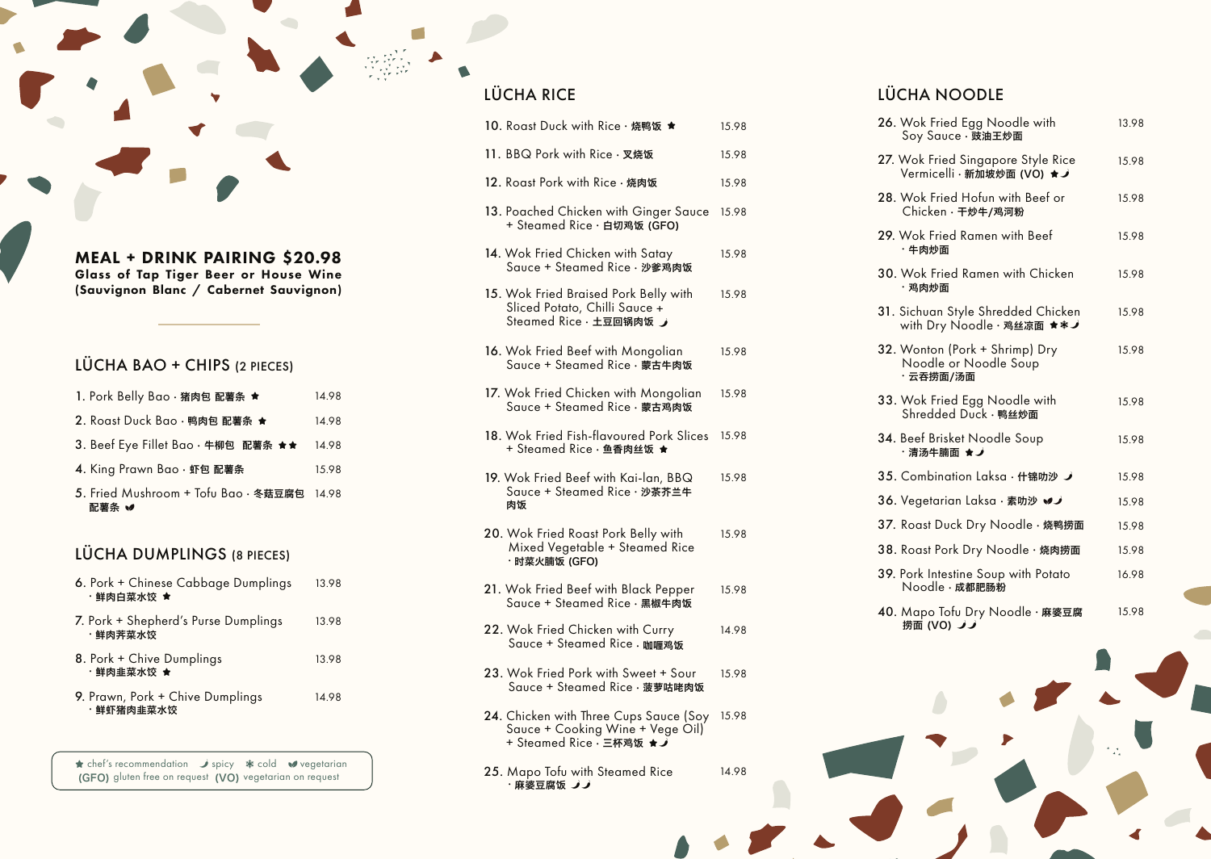## MEAL + DRINK PAIRING $20.98

**Glass of Tap Tiger Beer or House Wine (Sauvignon Blanc / Cabernet Sauvignon)**

## LÜCHA BAO + CHIPS (2 PIECES)

| | | |
|---|---|---|
| 1. | Pork Belly Bao · 猪肉包 配薯条 ★ | 14.98 |
| 2. | Roast Duck Bao · 鸭肉包 配薯条 ★ | 14.98 |
| 3. | Beef Eye Fillet Bao · 牛柳包 配薯条 ★★ | 14.98 |
| 4. | King Prawn Bao · 虾包 配薯条 | 15.98 |
| 5. | Fried Mushroom + Tofu Bao · 冬菇豆腐包 配薯条 (vegetarian) | 14.98 |

## LÜCHA DUMPLINGS (8 PIECES)

| | | |
|---|---|---|
| 6. | Pork + Chinese Cabbage Dumplings · 鲜肉白菜水饺 ★ | 13.98 |
| 7. | Pork + Shepherd's Purse Dumplings · 鲜肉荠菜水饺 | 13.98 |
| 8. | Pork + Chive Dumplings · 鲜肉韭菜水饺 ★ | 13.98 |
| 9. | Prawn, Pork + Chive Dumplings · 鲜虾猪肉韭菜水饺 | 14.98 |

★ chef's recommendation (spicy) spicy ✱ cold (vegetarian) vegetarian
(GFO) gluten free on request (VO) vegetarian on request

## LÜCHA RICE

| | | |
|---|---|---|
| 10. | Roast Duck with Rice · 烧鸭饭 ★ | 15.98 |
| 11. | BBQ Pork with Rice · 叉烧饭 | 15.98 |
| 12. | Roast Pork with Rice · 烧肉饭 | 15.98 |
| 13. | Poached Chicken with Ginger Sauce + Steamed Rice · 白切鸡饭 (GFO) | 15.98 |
| 14. | Wok Fried Chicken with Satay Sauce + Steamed Rice · 沙爹鸡肉饭 | 15.98 |
| 15. | Wok Fried Braised Pork Belly with Sliced Potato, Chilli Sauce + Steamed Rice · 土豆回锅肉饭 (spicy) | 15.98 |
| 16. | Wok Fried Beef with Mongolian Sauce + Steamed Rice · 蒙古牛肉饭 | 15.98 |
| 17. | Wok Fried Chicken with Mongolian Sauce + Steamed Rice · 蒙古鸡肉饭 | 15.98 |
| 18. | Wok Fried Fish-flavoured Pork Slices + Steamed Rice · 鱼香肉丝饭 ★ | 15.98 |
| 19. | Wok Fried Beef with Kai-lan, BBQ Sauce + Steamed Rice · 沙茶芥兰牛肉饭 | 15.98 |
| 20. | Wok Fried Roast Pork Belly with Mixed Vegetable + Steamed Rice · 时菜火腩饭 (GFO) | 15.98 |
| 21. | Wok Fried Beef with Black Pepper Sauce + Steamed Rice · 黑椒牛肉饭 | 15.98 |
| 22. | Wok Fried Chicken with Curry Sauce + Steamed Rice · 咖喱鸡饭 | 14.98 |
| 23. | Wok Fried Pork with Sweet + Sour Sauce + Steamed Rice · 菠萝咕咾肉饭 | 15.98 |
| 24. | Chicken with Three Cups Sauce (Soy Sauce + Cooking Wine + Vege Oil) + Steamed Rice · 三杯鸡饭 ★ (spicy) | 15.98 |
| 25. | Mapo Tofu with Steamed Rice · 麻婆豆腐饭 (spicy)(spicy) | 14.98 |

## LÜCHA NOODLE

| | | |
|---|---|---|
| 26. | Wok Fried Egg Noodle with Soy Sauce · 豉油王炒面 | 13.98 |
| 27. | Wok Fried Singapore Style Rice Vermicelli · 新加坡炒面 (VO) ★ (spicy) | 15.98 |
| 28. | Wok Fried Hofun with Beef or Chicken · 干炒牛/鸡河粉 | 15.98 |
| 29. | Wok Fried Ramen with Beef · 牛肉炒面 | 15.98 |
| 30. | Wok Fried Ramen with Chicken · 鸡肉炒面 | 15.98 |
| 31. | Sichuan Style Shredded Chicken with Dry Noodle · 鸡丝凉面 ★✱ (spicy) | 15.98 |
| 32. | Wonton (Pork + Shrimp) Dry Noodle or Noodle Soup · 云吞捞面/汤面 | 15.98 |
| 33. | Wok Fried Egg Noodle with Shredded Duck · 鸭丝炒面 | 15.98 |
| 34. | Beef Brisket Noodle Soup · 清汤牛腩面 ★ (spicy) | 15.98 |
| 35. | Combination Laksa · 什锦叻沙 (spicy) | 15.98 |
| 36. | Vegetarian Laksa · 素叻沙 (vegetarian) (spicy) | 15.98 |
| 37. | Roast Duck Dry Noodle · 烧鸭捞面 | 15.98 |
| 38. | Roast Pork Dry Noodle · 烧肉捞面 | 15.98 |
| 39. | Pork Intestine Soup with Potato Noodle · 成都肥肠粉 | 16.98 |
| 40. | Mapo Tofu Dry Noodle · 麻婆豆腐捞面 (VO) (spicy)(spicy) | 15.98 |